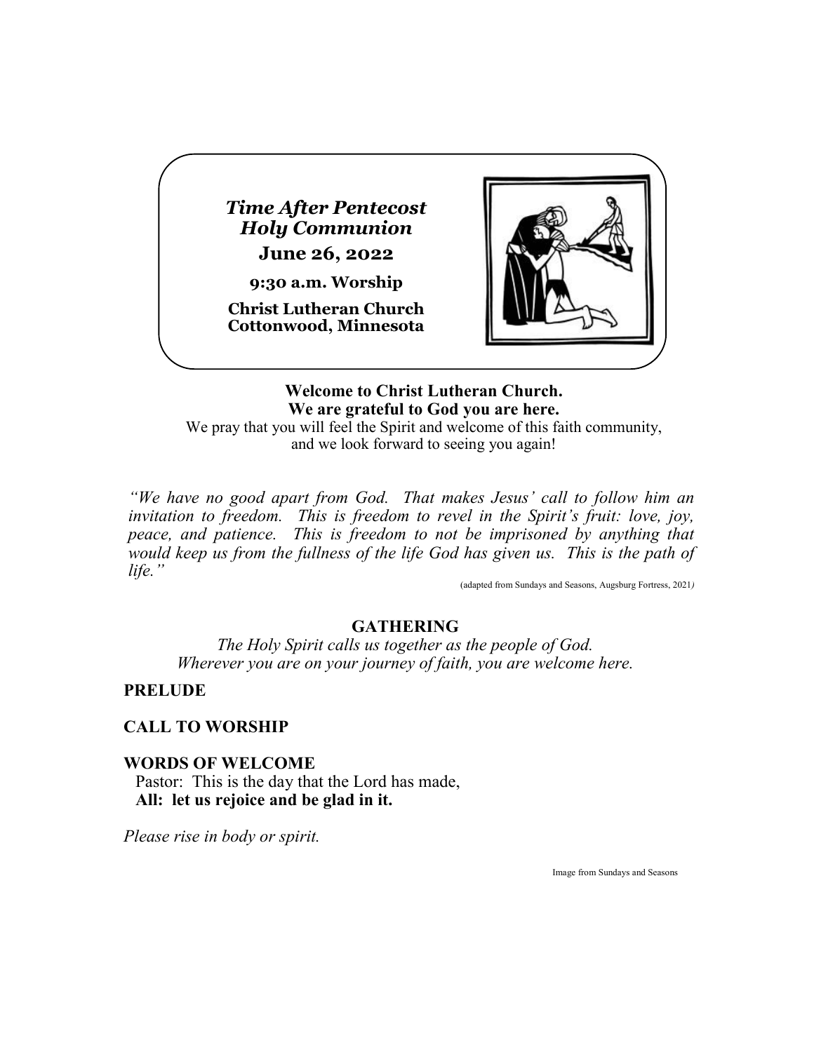***Time After Pentecost***
***Holy Communion***

**June 26, 2022**

**9:30 a.m. Worship**

**Christ Lutheran Church**
**Cottonwood, Minnesota**

**Welcome to Christ Lutheran Church.**
**We are grateful to God you are here.**
We pray that you will feel the Spirit and welcome of this faith community, and we look forward to seeing you again!

*"We have no good apart from God. That makes Jesus' call to follow him an invitation to freedom. This is freedom to revel in the Spirit's fruit: love, joy, peace, and patience. This is freedom to not be imprisoned by anything that would keep us from the fullness of the life God has given us. This is the path of life."*

(adapted from Sundays and Seasons, Augsburg Fortress, 2021)

## GATHERING

*The Holy Spirit calls us together as the people of God.*
*Wherever you are on your journey of faith, you are welcome here.*

**PRELUDE**

**CALL TO WORSHIP**

**WORDS OF WELCOME**

Pastor: This is the day that the Lord has made,
**All: let us rejoice and be glad in it.**

*Please rise in body or spirit.*

Image from Sundays and Seasons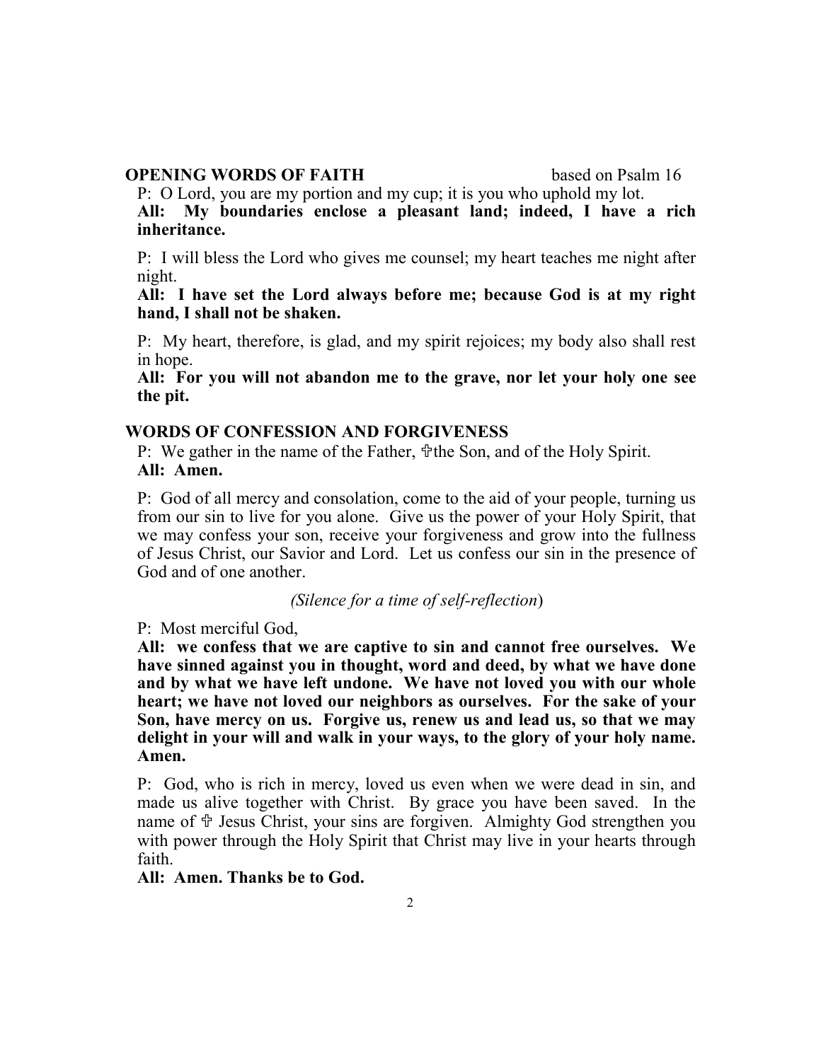## OPENING WORDS OF FAITH based on Psalm 16

P: O Lord, you are my portion and my cup; it is you who uphold my lot.
**All: My boundaries enclose a pleasant land; indeed, I have a rich inheritance.**

P: I will bless the Lord who gives me counsel; my heart teaches me night after night.
**All: I have set the Lord always before me; because God is at my right hand, I shall not be shaken.**

P: My heart, therefore, is glad, and my spirit rejoices; my body also shall rest in hope.
**All: For you will not abandon me to the grave, nor let your holy one see the pit.**

## WORDS OF CONFESSION AND FORGIVENESS

P: We gather in the name of the Father, ✠the Son, and of the Holy Spirit.
**All: Amen.**

P: God of all mercy and consolation, come to the aid of your people, turning us from our sin to live for you alone. Give us the power of your Holy Spirit, that we may confess your son, receive your forgiveness and grow into the fullness of Jesus Christ, our Savior and Lord. Let us confess our sin in the presence of God and of one another.

*(Silence for a time of self-reflection)*

P: Most merciful God,
**All: we confess that we are captive to sin and cannot free ourselves. We have sinned against you in thought, word and deed, by what we have done and by what we have left undone. We have not loved you with our whole heart; we have not loved our neighbors as ourselves. For the sake of your Son, have mercy on us. Forgive us, renew us and lead us, so that we may delight in your will and walk in your ways, to the glory of your holy name. Amen.**

P: God, who is rich in mercy, loved us even when we were dead in sin, and made us alive together with Christ. By grace you have been saved. In the name of ✠ Jesus Christ, your sins are forgiven. Almighty God strengthen you with power through the Holy Spirit that Christ may live in your hearts through faith.
**All: Amen. Thanks be to God.**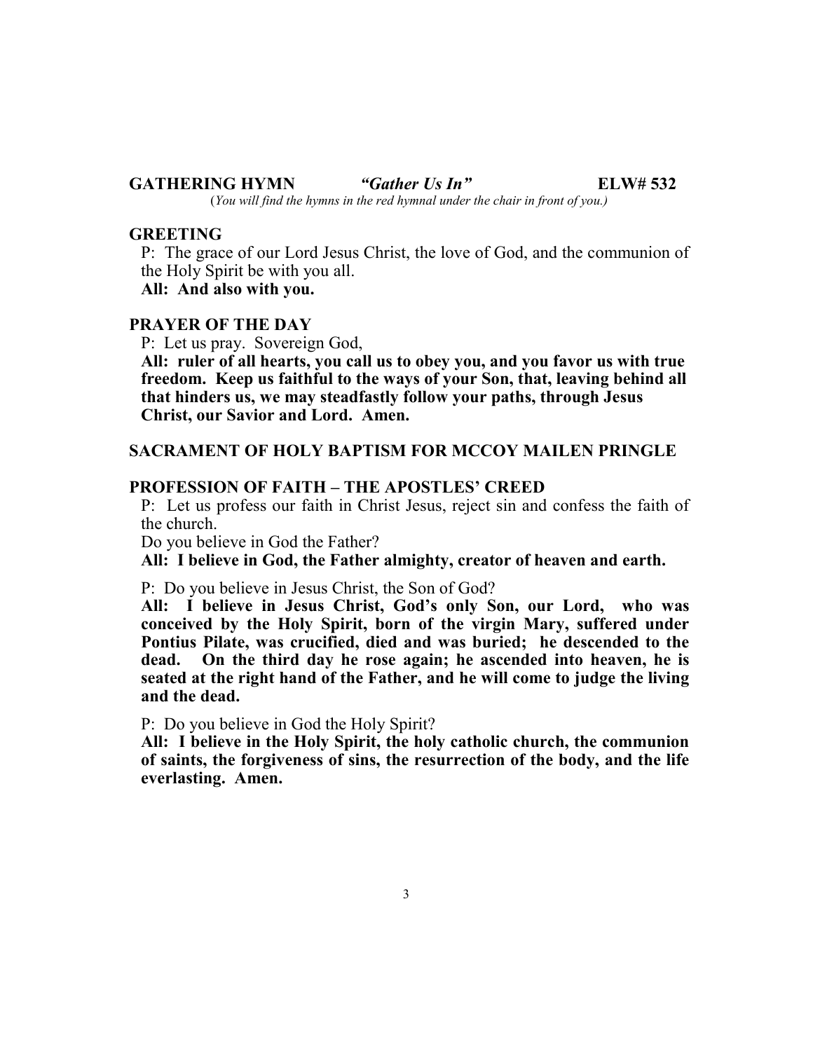**GATHERING HYMN** *"Gather Us In"* **ELW# 532**

(*You will find the hymns in the red hymnal under the chair in front of you.)*

**GREETING**

P: The grace of our Lord Jesus Christ, the love of God, and the communion of the Holy Spirit be with you all.

**All: And also with you.**

**PRAYER OF THE DAY**

P: Let us pray. Sovereign God,

**All: ruler of all hearts, you call us to obey you, and you favor us with true freedom. Keep us faithful to the ways of your Son, that, leaving behind all that hinders us, we may steadfastly follow your paths, through Jesus Christ, our Savior and Lord. Amen.**

**SACRAMENT OF HOLY BAPTISM FOR MCCOY MAILEN PRINGLE**

**PROFESSION OF FAITH – THE APOSTLES' CREED**

P: Let us profess our faith in Christ Jesus, reject sin and confess the faith of the church.

Do you believe in God the Father?

**All: I believe in God, the Father almighty, creator of heaven and earth.**

P: Do you believe in Jesus Christ, the Son of God?

**All: I believe in Jesus Christ, God's only Son, our Lord, who was conceived by the Holy Spirit, born of the virgin Mary, suffered under Pontius Pilate, was crucified, died and was buried; he descended to the dead. On the third day he rose again; he ascended into heaven, he is seated at the right hand of the Father, and he will come to judge the living and the dead.**

P: Do you believe in God the Holy Spirit?

**All: I believe in the Holy Spirit, the holy catholic church, the communion of saints, the forgiveness of sins, the resurrection of the body, and the life everlasting. Amen.**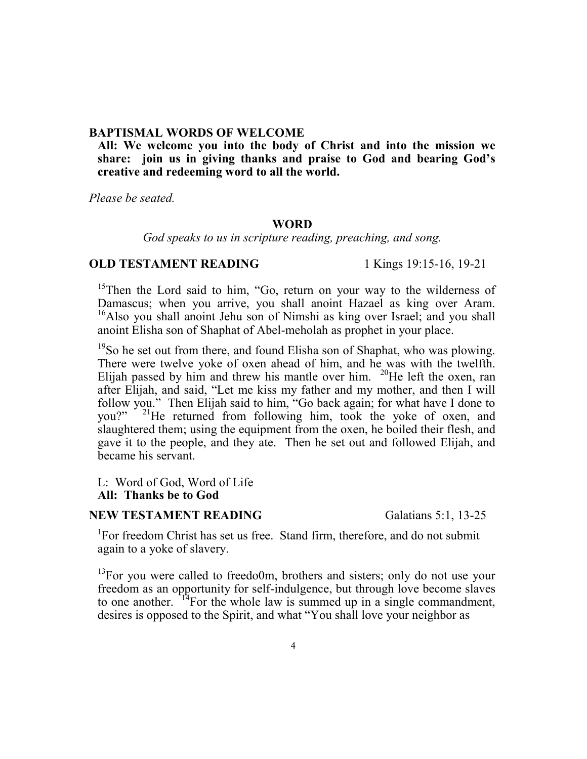**BAPTISMAL WORDS OF WELCOME**

**All: We welcome you into the body of Christ and into the mission we share: join us in giving thanks and praise to God and bearing God's creative and redeeming word to all the world.**

*Please be seated.*

## WORD

*God speaks to us in scripture reading, preaching, and song.*

**OLD TESTAMENT READING** 1 Kings 19:15-16, 19-21

[15]Then the Lord said to him, "Go, return on your way to the wilderness of Damascus; when you arrive, you shall anoint Hazael as king over Aram. [16]Also you shall anoint Jehu son of Nimshi as king over Israel; and you shall anoint Elisha son of Shaphat of Abel-meholah as prophet in your place.

[19]So he set out from there, and found Elisha son of Shaphat, who was plowing. There were twelve yoke of oxen ahead of him, and he was with the twelfth. Elijah passed by him and threw his mantle over him. [20]He left the oxen, ran after Elijah, and said, "Let me kiss my father and my mother, and then I will follow you." Then Elijah said to him, "Go back again; for what have I done to you?" [21]He returned from following him, took the yoke of oxen, and slaughtered them; using the equipment from the oxen, he boiled their flesh, and gave it to the people, and they ate. Then he set out and followed Elijah, and became his servant.

L: Word of God, Word of Life
**All: Thanks be to God**

**NEW TESTAMENT READING** Galatians 5:1, 13-25

[1]For freedom Christ has set us free. Stand firm, therefore, and do not submit again to a yoke of slavery.

[13]For you were called to freedo0m, brothers and sisters; only do not use your freedom as an opportunity for self-indulgence, but through love become slaves to one another. [14]For the whole law is summed up in a single commandment, desires is opposed to the Spirit, and what "You shall love your neighbor as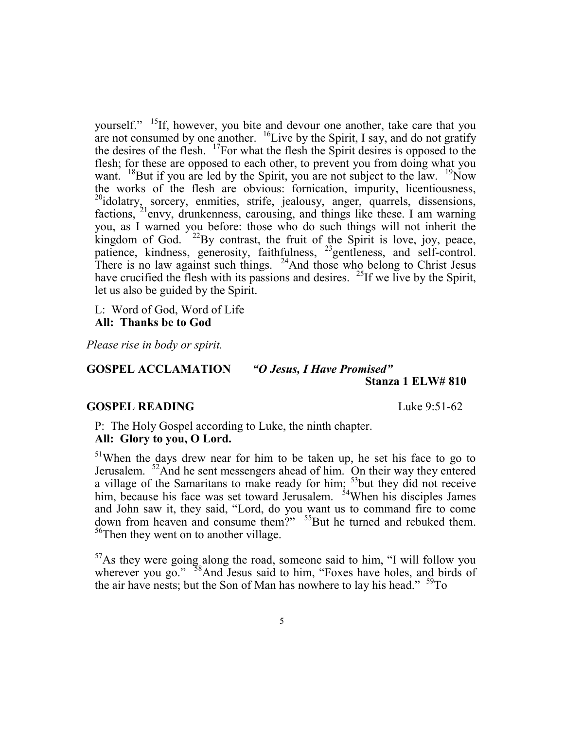yourself." [15]If, however, you bite and devour one another, take care that you are not consumed by one another. [16]Live by the Spirit, I say, and do not gratify the desires of the flesh. [17]For what the flesh the Spirit desires is opposed to the flesh; for these are opposed to each other, to prevent you from doing what you want. [18]But if you are led by the Spirit, you are not subject to the law. [19]Now the works of the flesh are obvious: fornication, impurity, licentiousness, [20]idolatry, sorcery, enmities, strife, jealousy, anger, quarrels, dissensions, factions, [21]envy, drunkenness, carousing, and things like these. I am warning you, as I warned you before: those who do such things will not inherit the kingdom of God. [22]By contrast, the fruit of the Spirit is love, joy, peace, patience, kindness, generosity, faithfulness, [23]gentleness, and self-control. There is no law against such things. [24]And those who belong to Christ Jesus have crucified the flesh with its passions and desires. [25]If we live by the Spirit, let us also be guided by the Spirit.

L: Word of God, Word of Life
**All: Thanks be to God**

*Please rise in body or spirit.*

**GOSPEL ACCLAMATION** *"O Jesus, I Have Promised"* **Stanza 1 ELW# 810**

**GOSPEL READING** Luke 9:51-62

P: The Holy Gospel according to Luke, the ninth chapter.
**All: Glory to you, O Lord.**

[51]When the days drew near for him to be taken up, he set his face to go to Jerusalem. [52]And he sent messengers ahead of him. On their way they entered a village of the Samaritans to make ready for him; [53]but they did not receive him, because his face was set toward Jerusalem. [54]When his disciples James and John saw it, they said, "Lord, do you want us to command fire to come down from heaven and consume them?" [55]But he turned and rebuked them. [56]Then they went on to another village.

[57]As they were going along the road, someone said to him, "I will follow you wherever you go." [58]And Jesus said to him, "Foxes have holes, and birds of the air have nests; but the Son of Man has nowhere to lay his head." [59]To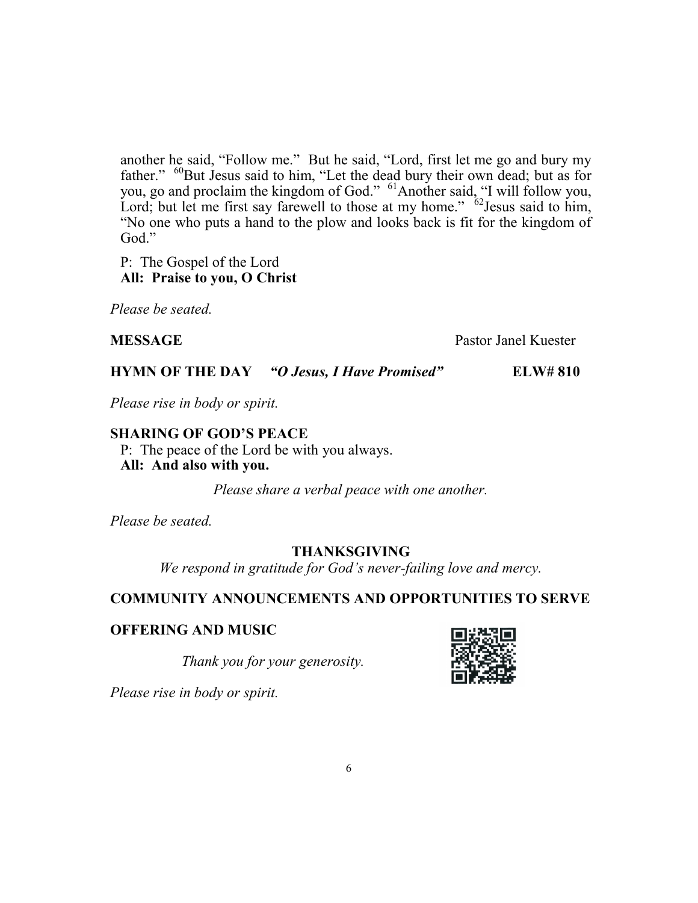another he said, "Follow me." But he said, "Lord, first let me go and bury my father." [60]But Jesus said to him, "Let the dead bury their own dead; but as for you, go and proclaim the kingdom of God." [61]Another said, "I will follow you, Lord; but let me first say farewell to those at my home." [62]Jesus said to him, "No one who puts a hand to the plow and looks back is fit for the kingdom of God."

P: The Gospel of the Lord
**All: Praise to you, O Christ**

*Please be seated.*

**MESSAGE** Pastor Janel Kuester

**HYMN OF THE DAY** ***"O Jesus, I Have Promised"*** **ELW# 810**

*Please rise in body or spirit.*

**SHARING OF GOD'S PEACE**
P: The peace of the Lord be with you always.
**All: And also with you.**

*Please share a verbal peace with one another.*

*Please be seated.*

**THANKSGIVING**

*We respond in gratitude for God's never-failing love and mercy.*

**COMMUNITY ANNOUNCEMENTS AND OPPORTUNITIES TO SERVE**

**OFFERING AND MUSIC**

*Thank you for your generosity.*

*Please rise in body or spirit.*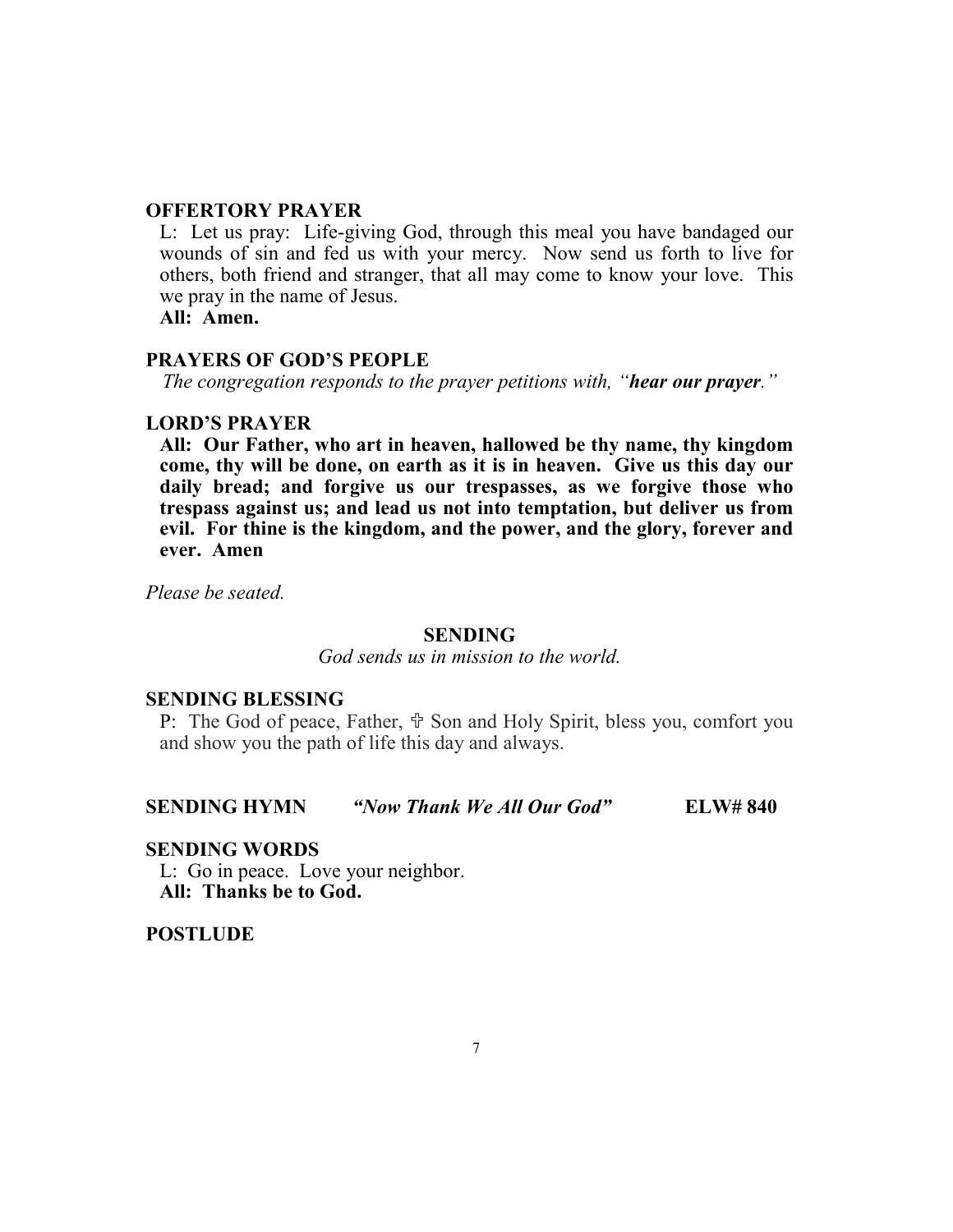**OFFERTORY PRAYER**

L: Let us pray: Life-giving God, through this meal you have bandaged our wounds of sin and fed us with your mercy. Now send us forth to live for others, both friend and stranger, that all may come to know your love. This we pray in the name of Jesus.

**All: Amen.**

**PRAYERS OF GOD'S PEOPLE**

*The congregation responds to the prayer petitions with, "**hear our prayer**."*

**LORD'S PRAYER**

**All: Our Father, who art in heaven, hallowed be thy name, thy kingdom come, thy will be done, on earth as it is in heaven. Give us this day our daily bread; and forgive us our trespasses, as we forgive those who trespass against us; and lead us not into temptation, but deliver us from evil. For thine is the kingdom, and the power, and the glory, forever and ever. Amen**

*Please be seated.*

## SENDING

*God sends us in mission to the world.*

**SENDING BLESSING**

P: The God of peace, Father, ✞ Son and Holy Spirit, bless you, comfort you and show you the path of life this day and always.

**SENDING HYMN** ***"Now Thank We All Our God"*** **ELW# 840**

**SENDING WORDS**

L: Go in peace. Love your neighbor.

**All: Thanks be to God.**

**POSTLUDE**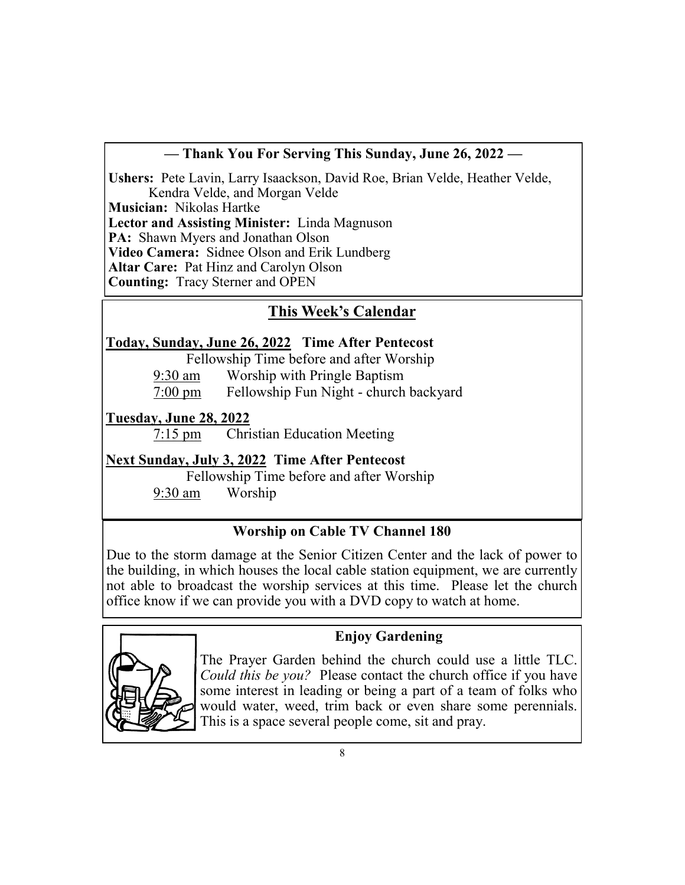## — Thank You For Serving This Sunday, June 26, 2022 —

**Ushers:** Pete Lavin, Larry Isaackson, David Roe, Brian Velde, Heather Velde, Kendra Velde, and Morgan Velde
**Musician:** Nikolas Hartke
**Lector and Assisting Minister:** Linda Magnuson
**PA:** Shawn Myers and Jonathan Olson
**Video Camera:** Sidnee Olson and Erik Lundberg
**Altar Care:** Pat Hinz and Carolyn Olson
**Counting:** Tracy Sterner and OPEN

## This Week's Calendar

**Today, Sunday, June 26, 2022 Time After Pentecost**

Fellowship Time before and after Worship

9:30 am Worship with Pringle Baptism

7:00 pm Fellowship Fun Night - church backyard

**Tuesday, June 28, 2022**

7:15 pm Christian Education Meeting

**Next Sunday, July 3, 2022 Time After Pentecost**

Fellowship Time before and after Worship

9:30 am Worship

## Worship on Cable TV Channel 180

Due to the storm damage at the Senior Citizen Center and the lack of power to the building, in which houses the local cable station equipment, we are currently not able to broadcast the worship services at this time. Please let the church office know if we can provide you with a DVD copy to watch at home.

## Enjoy Gardening

The Prayer Garden behind the church could use a little TLC. *Could this be you?* Please contact the church office if you have some interest in leading or being a part of a team of folks who would water, weed, trim back or even share some perennials. This is a space several people come, sit and pray.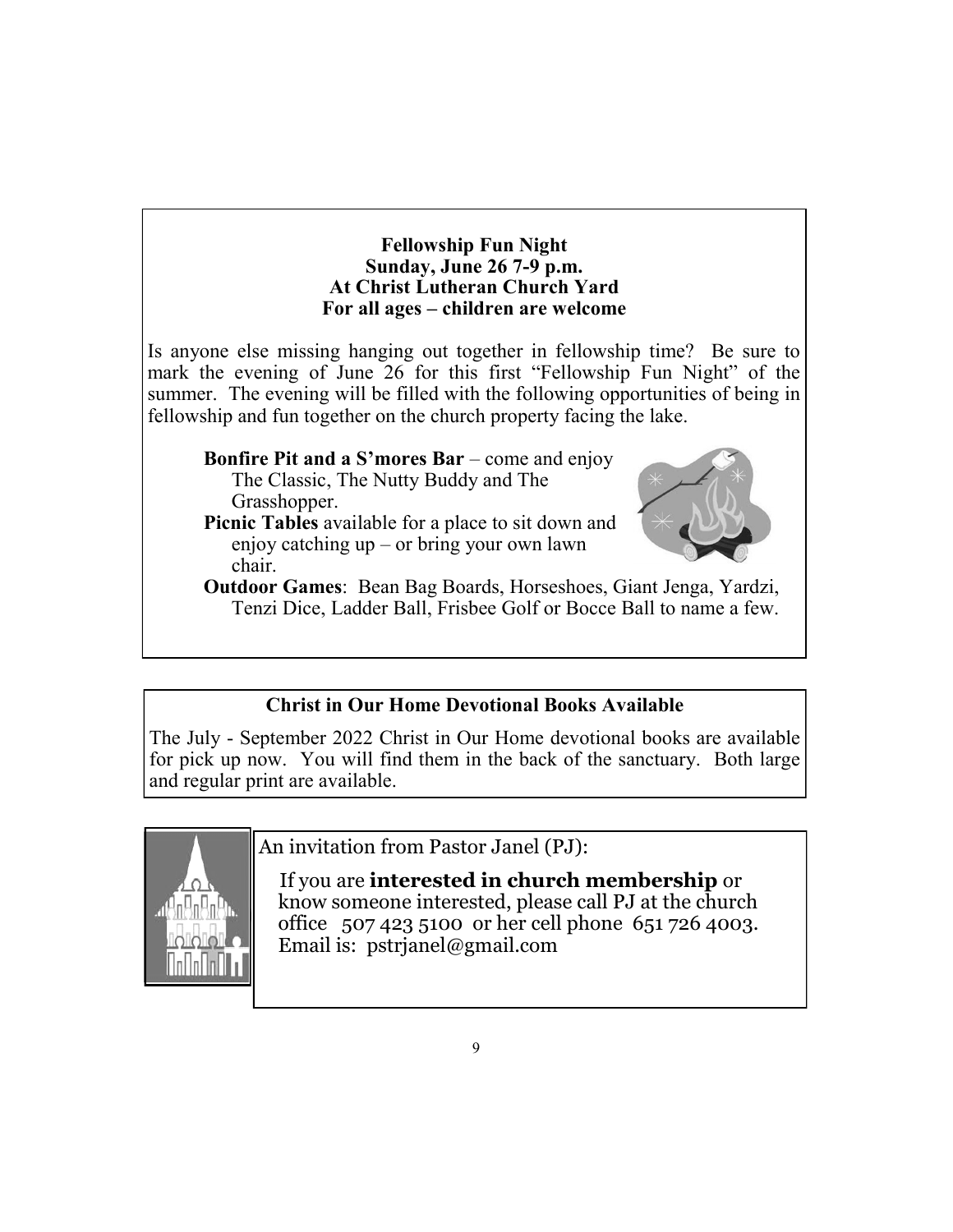**Fellowship Fun Night**
**Sunday, June 26 7-9 p.m.**
**At Christ Lutheran Church Yard**
**For all ages – children are welcome**

Is anyone else missing hanging out together in fellowship time? Be sure to mark the evening of June 26 for this first "Fellowship Fun Night" of the summer. The evening will be filled with the following opportunities of being in fellowship and fun together on the church property facing the lake.

**Bonfire Pit and a S'mores Bar** – come and enjoy The Classic, The Nutty Buddy and The Grasshopper.

**Picnic Tables** available for a place to sit down and enjoy catching up – or bring your own lawn chair.

**Outdoor Games**: Bean Bag Boards, Horseshoes, Giant Jenga, Yardzi, Tenzi Dice, Ladder Ball, Frisbee Golf or Bocce Ball to name a few.

**Christ in Our Home Devotional Books Available**

The July - September 2022 Christ in Our Home devotional books are available for pick up now. You will find them in the back of the sanctuary. Both large and regular print are available.

An invitation from Pastor Janel (PJ):

If you are **interested in church membership** or know someone interested, please call PJ at the church office 507 423 5100 or her cell phone 651 726 4003. Email is: pstrjanel@gmail.com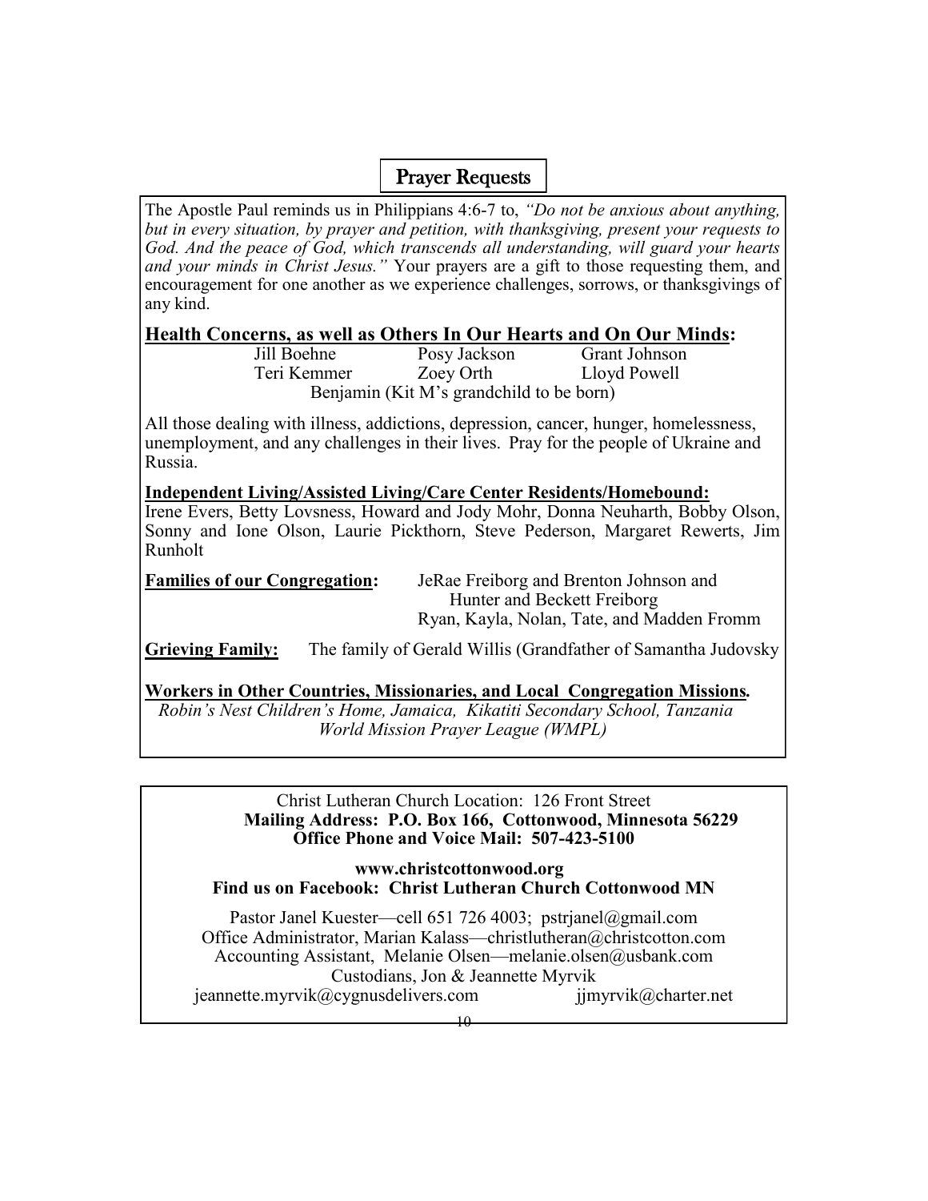## Prayer Requests

The Apostle Paul reminds us in Philippians 4:6-7 to, *"Do not be anxious about anything, but in every situation, by prayer and petition, with thanksgiving, present your requests to God. And the peace of God, which transcends all understanding, will guard your hearts and your minds in Christ Jesus."* Your prayers are a gift to those requesting them, and encouragement for one another as we experience challenges, sorrows, or thanksgivings of any kind.

**Health Concerns, as well as Others In Our Hearts and On Our Minds:**

| | | |
|---|---|---|
| Jill Boehne | Posy Jackson | Grant Johnson |
| Teri Kemmer | Zoey Orth | Lloyd Powell |

Benjamin (Kit M's grandchild to be born)

All those dealing with illness, addictions, depression, cancer, hunger, homelessness, unemployment, and any challenges in their lives. Pray for the people of Ukraine and Russia.

**Independent Living/Assisted Living/Care Center Residents/Homebound:**
Irene Evers, Betty Lovsness, Howard and Jody Mohr, Donna Neuharth, Bobby Olson, Sonny and Ione Olson, Laurie Pickthorn, Steve Pederson, Margaret Rewerts, Jim Runholt

**Families of our Congregation:** JeRae Freiborg and Brenton Johnson and Hunter and Beckett Freiborg
Ryan, Kayla, Nolan, Tate, and Madden Fromm

**Grieving Family:** The family of Gerald Willis (Grandfather of Samantha Judovsky

**Workers in Other Countries, Missionaries, and Local Congregation Missions.**
*Robin's Nest Children's Home, Jamaica, Kikatiti Secondary School, Tanzania*
*World Mission Prayer League (WMPL)*

Christ Lutheran Church Location: 126 Front Street
**Mailing Address: P.O. Box 166, Cottonwood, Minnesota 56229**
**Office Phone and Voice Mail: 507-423-5100**

**www.christcottonwood.org**
**Find us on Facebook: Christ Lutheran Church Cottonwood MN**

Pastor Janel Kuester—cell 651 726 4003; pstrjanel@gmail.com
Office Administrator, Marian Kalass—christlutheran@christcotton.com
Accounting Assistant, Melanie Olsen—melanie.olsen@usbank.com
Custodians, Jon & Jeannette Myrvik
jeannette.myrvik@cygnusdelivers.com jjmyrvik@charter.net